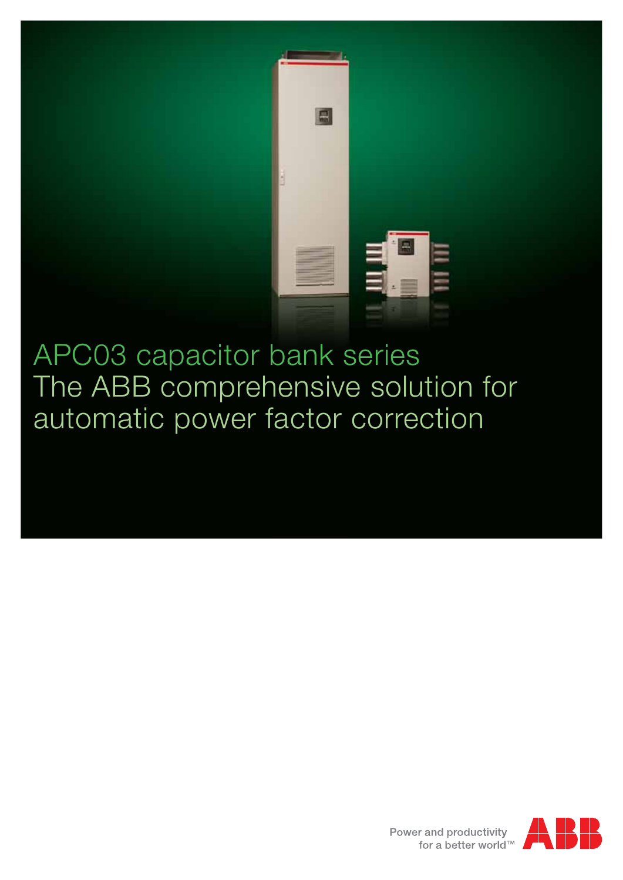# APC03 capacitor bank series
# The ABB comprehensive solution for automatic power factor correction

Power and productivity for a better world™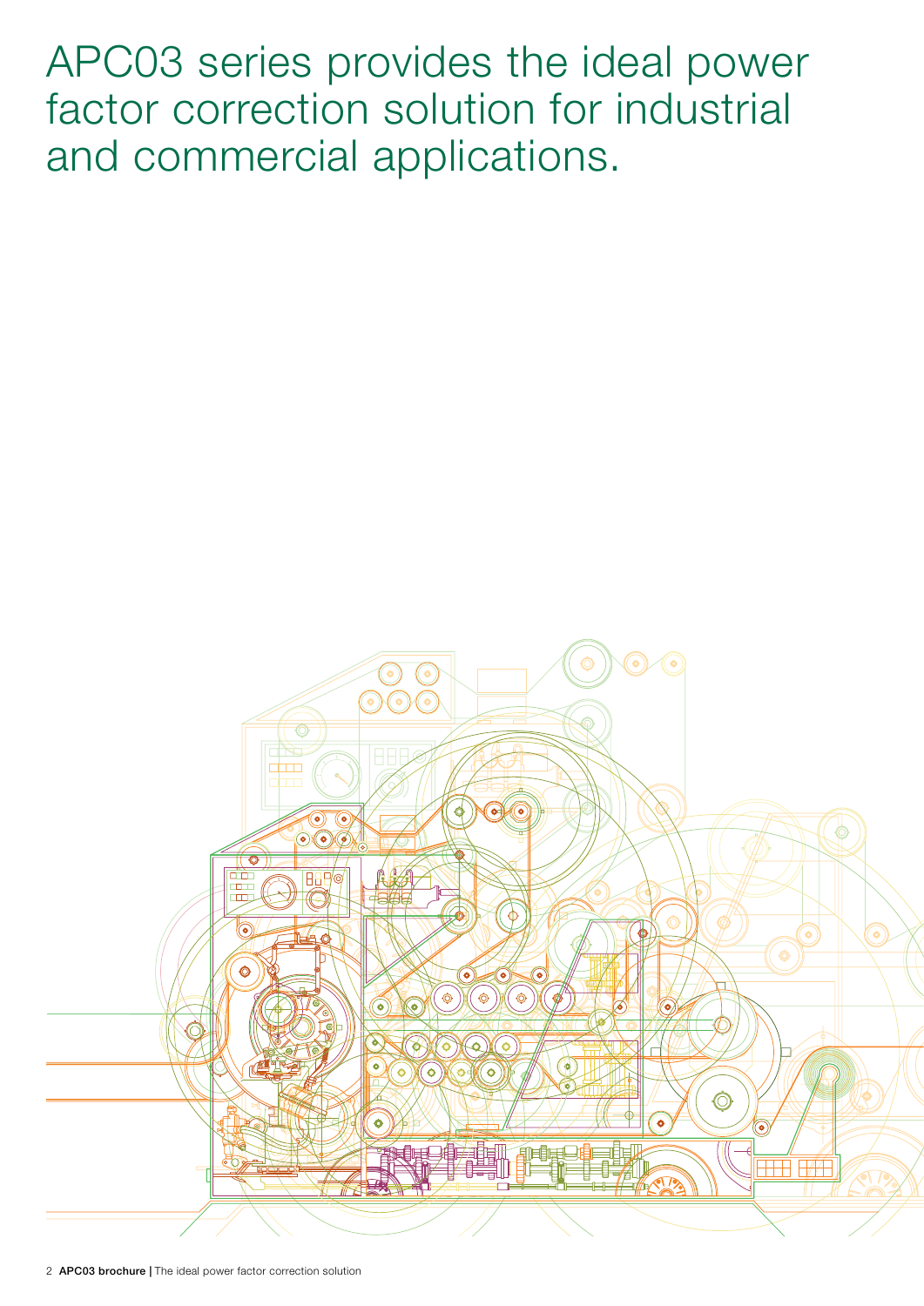# APC03 series provides the ideal power factor correction solution for industrial and commercial applications.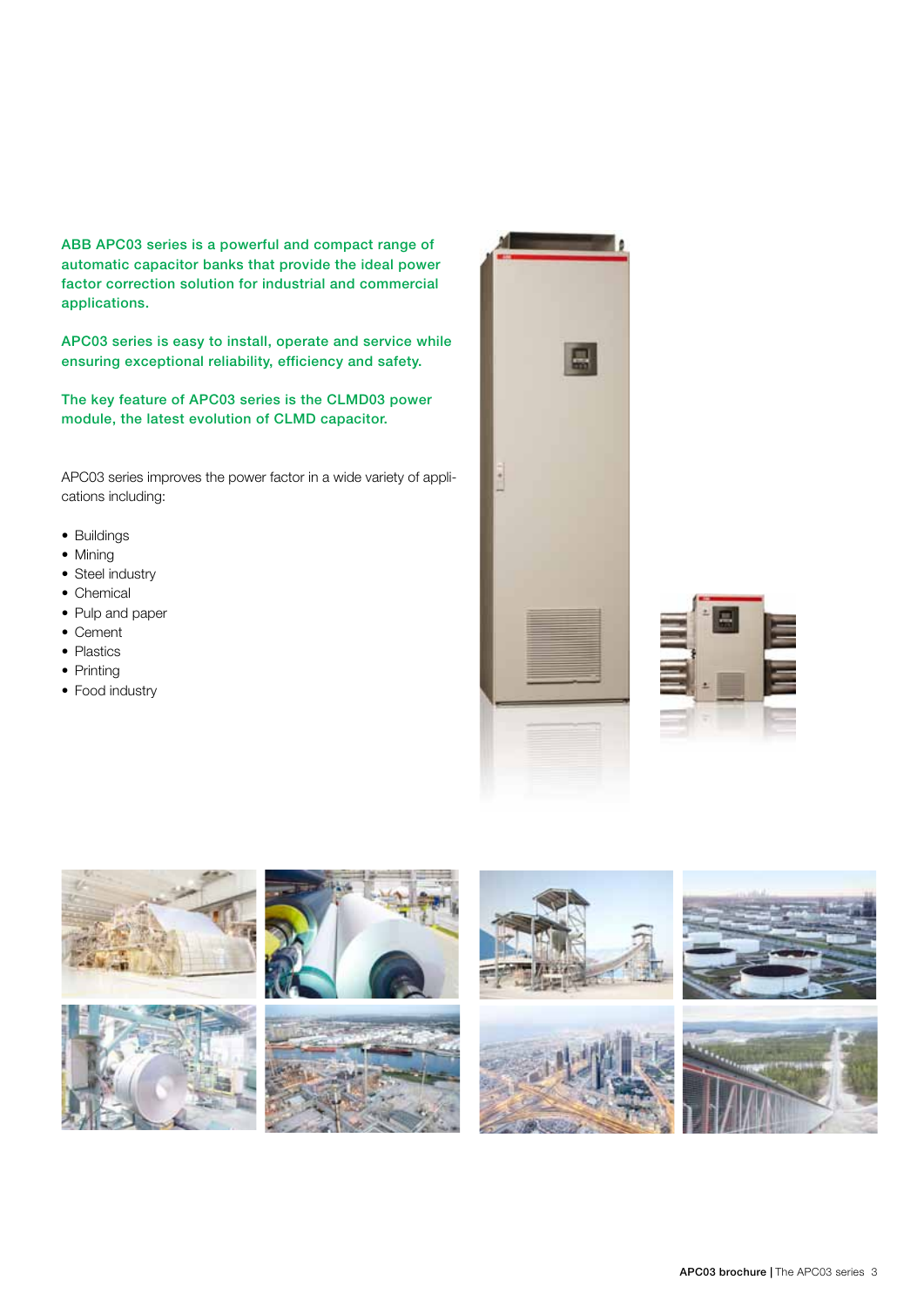**ABB APC03 series is a powerful and compact range of automatic capacitor banks that provide the ideal power factor correction solution for industrial and commercial applications.**

**APC03 series is easy to install, operate and service while ensuring exceptional reliability, efficiency and safety.**

**The key feature of APC03 series is the CLMD03 power module, the latest evolution of CLMD capacitor.**

APC03 series improves the power factor in a wide variety of applications including:

- Buildings
- Mining
- Steel industry
- Chemical
- Pulp and paper
- Cement
- Plastics
- Printing
- Food industry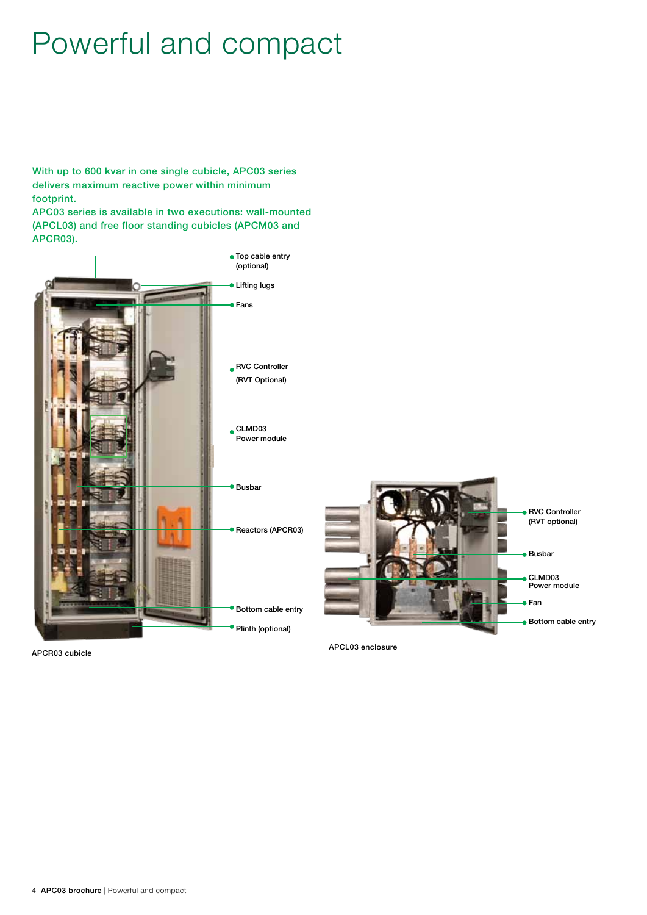# Powerful and compact

With up to 600 kvar in one single cubicle, APC03 series delivers maximum reactive power within minimum footprint.
APC03 series is available in two executions: wall-mounted (APCL03) and free floor standing cubicles (APCM03 and APCR03).

- Top cable entry (optional)
- Lifting lugs
- Fans
- RVC Controller (RVT Optional)
- CLMD03 Power module
- Busbar
- Reactors (APCR03)
- Bottom cable entry
- Plinth (optional)

APCR03 cubicle

- RVC Controller (RVT optional)
- Busbar
- CLMD03 Power module
- Fan
- Bottom cable entry

APCL03 enclosure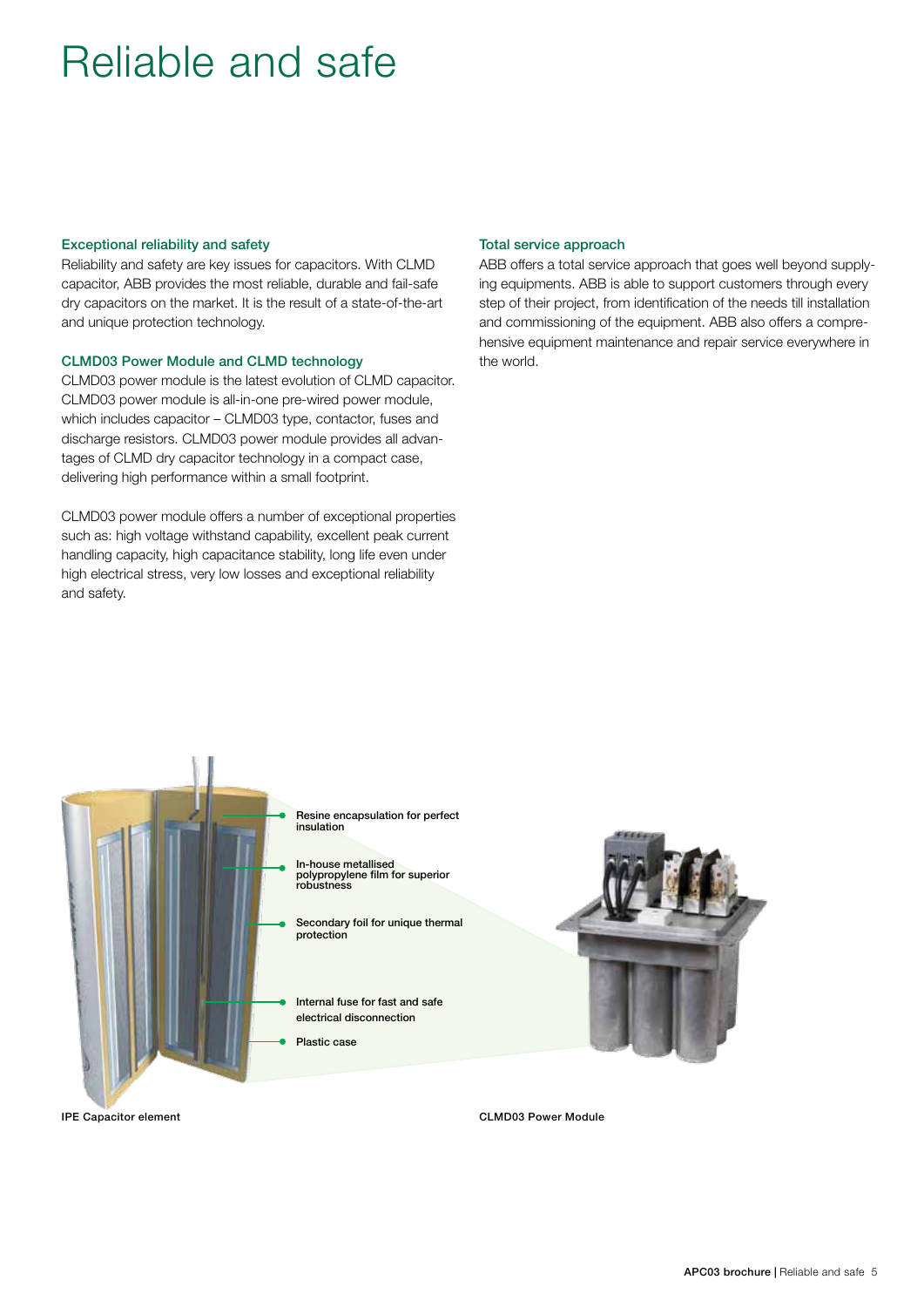# Reliable and safe

### Exceptional reliability and safety

Reliability and safety are key issues for capacitors. With CLMD capacitor, ABB provides the most reliable, durable and fail-safe dry capacitors on the market. It is the result of a state-of-the-art and unique protection technology.

### CLMD03 Power Module and CLMD technology

CLMD03 power module is the latest evolution of CLMD capacitor. CLMD03 power module is all-in-one pre-wired power module, which includes capacitor – CLMD03 type, contactor, fuses and discharge resistors. CLMD03 power module provides all advantages of CLMD dry capacitor technology in a compact case, delivering high performance within a small footprint.

CLMD03 power module offers a number of exceptional properties such as: high voltage withstand capability, excellent peak current handling capacity, high capacitance stability, long life even under high electrical stress, very low losses and exceptional reliability and safety.

### Total service approach

ABB offers a total service approach that goes well beyond supplying equipments. ABB is able to support customers through every step of their project, from identification of the needs till installation and commissioning of the equipment. ABB also offers a comprehensive equipment maintenance and repair service everywhere in the world.

- Resine encapsulation for perfect insulation
- In-house metallised polypropylene film for superior robustness
- Secondary foil for unique thermal protection
- Internal fuse for fast and safe electrical disconnection
- Plastic case

IPE Capacitor element

CLMD03 Power Module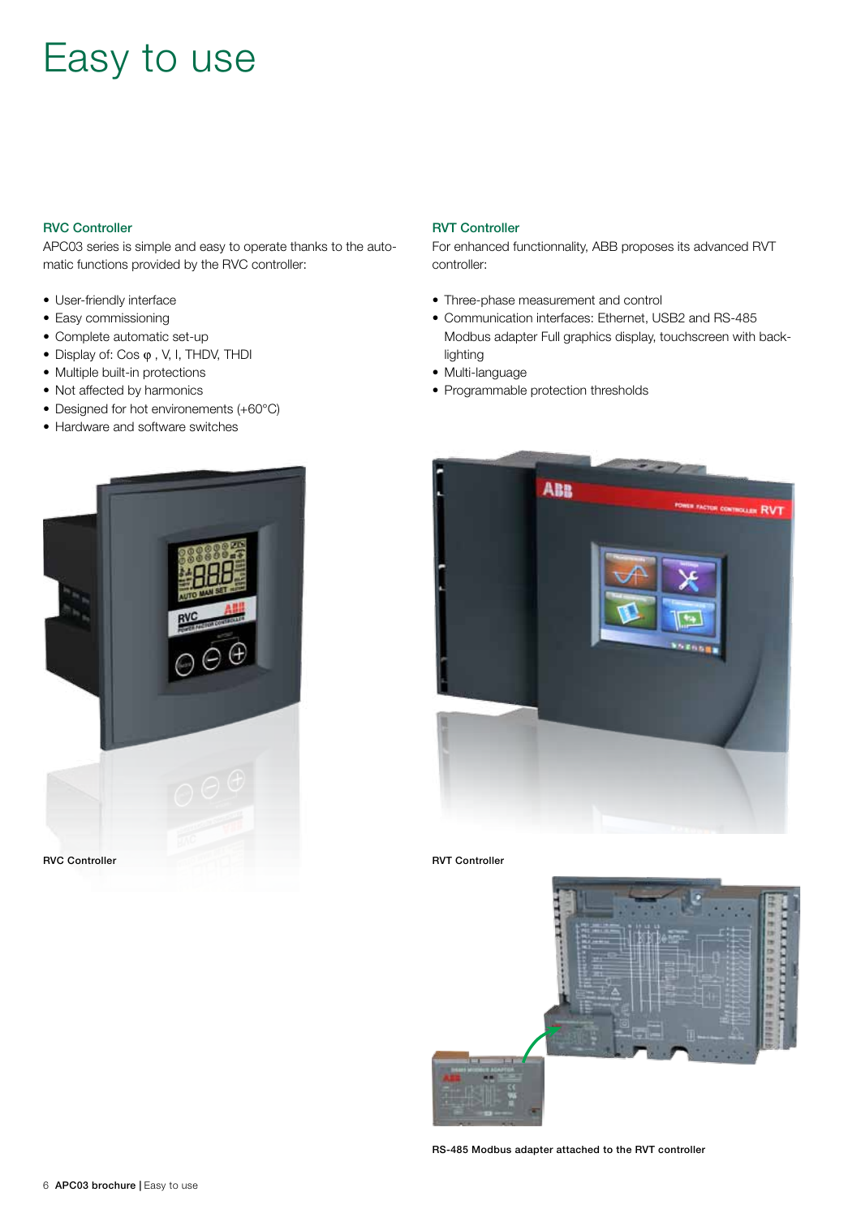# Easy to use

### RVC Controller

APC03 series is simple and easy to operate thanks to the automatic functions provided by the RVC controller:

- User-friendly interface
- Easy commissioning
- Complete automatic set-up
- Display of: Cos φ , V, I, THDV, THDI
- Multiple built-in protections
- Not affected by harmonics
- Designed for hot environements (+60°C)
- Hardware and software switches

RVC Controller

### RVT Controller

For enhanced functionnality, ABB proposes its advanced RVT controller:

- Three-phase measurement and control
- Communication interfaces: Ethernet, USB2 and RS-485 Modbus adapter Full graphics display, touchscreen with back-lighting
- Multi-language
- Programmable protection thresholds

RVT Controller

RS-485 Modbus adapter attached to the RVT controller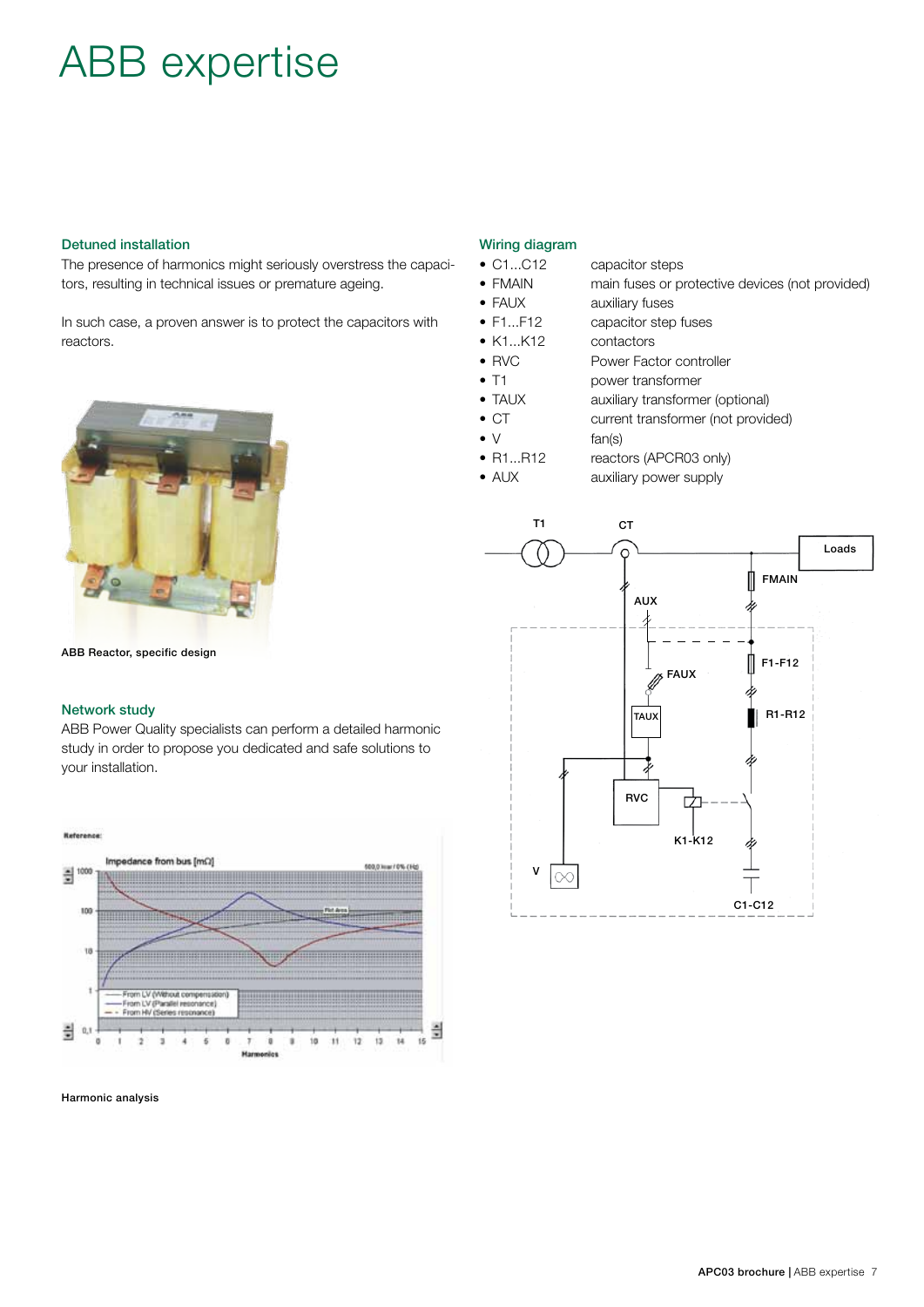# ABB expertise

## Detuned installation

The presence of harmonics might seriously overstress the capacitors, resulting in technical issues or premature ageing.

In such case, a proven answer is to protect the capacitors with reactors.

ABB Reactor, specific design

## Network study

ABB Power Quality specialists can perform a detailed harmonic study in order to propose you dedicated and safe solutions to your installation.

Harmonic analysis

## Wiring diagram

- C1...C12 capacitor steps
- FMAIN main fuses or protective devices (not provided)
- FAUX auxiliary fuses
- F1...F12 capacitor step fuses
- K1...K12 contactors
- RVC Power Factor controller
- T1 power transformer
- TAUX auxiliary transformer (optional)
- CT current transformer (not provided)
- V fan(s)
- R1...R12 reactors (APCR03 only)
- AUX auxiliary power supply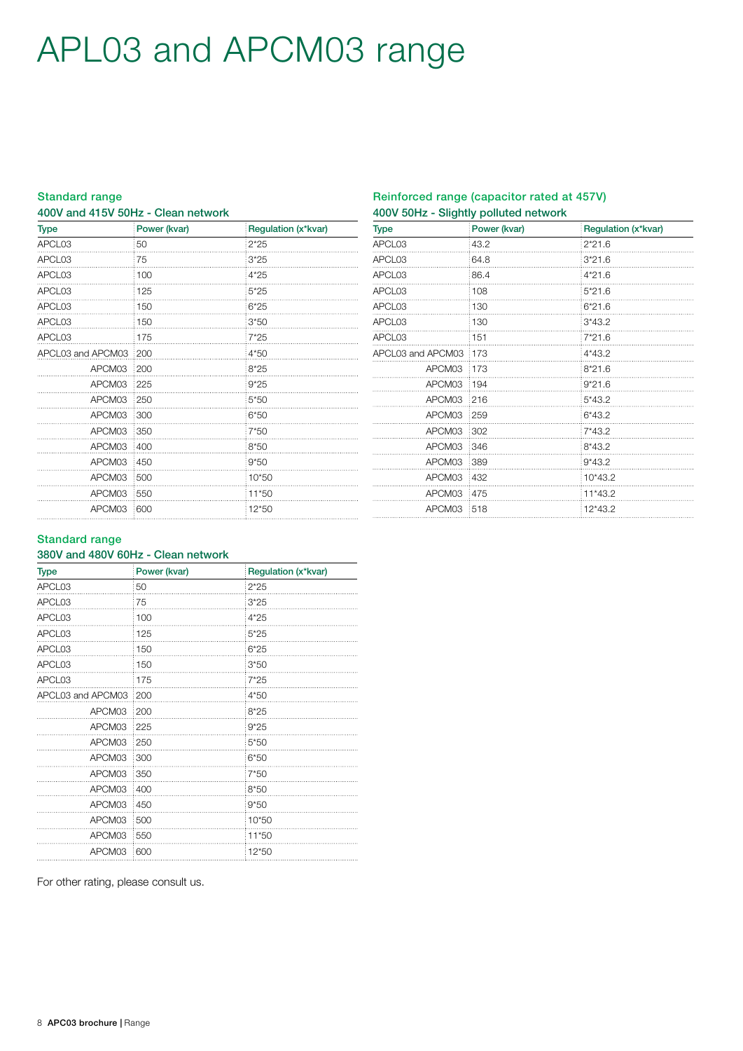# APL03 and APCM03 range

## Standard range

### 400V and 415V 50Hz - Clean network

| Type | Power (kvar) | Regulation (x*kvar) |
|---|---|---|
| APCL03 | 50 | 2*25 |
| APCL03 | 75 | 3*25 |
| APCL03 | 100 | 4*25 |
| APCL03 | 125 | 5*25 |
| APCL03 | 150 | 6*25 |
| APCL03 | 150 | 3*50 |
| APCL03 | 175 | 7*25 |
| APCL03 and APCM03 | 200 | 4*50 |
| APCM03 | 200 | 8*25 |
| APCM03 | 225 | 9*25 |
| APCM03 | 250 | 5*50 |
| APCM03 | 300 | 6*50 |
| APCM03 | 350 | 7*50 |
| APCM03 | 400 | 8*50 |
| APCM03 | 450 | 9*50 |
| APCM03 | 500 | 10*50 |
| APCM03 | 550 | 11*50 |
| APCM03 | 600 | 12*50 |

## Standard range

### 380V and 480V 60Hz - Clean network

| Type | Power (kvar) | Regulation (x*kvar) |
|---|---|---|
| APCL03 | 50 | 2*25 |
| APCL03 | 75 | 3*25 |
| APCL03 | 100 | 4*25 |
| APCL03 | 125 | 5*25 |
| APCL03 | 150 | 6*25 |
| APCL03 | 150 | 3*50 |
| APCL03 | 175 | 7*25 |
| APCL03 and APCM03 | 200 | 4*50 |
| APCM03 | 200 | 8*25 |
| APCM03 | 225 | 9*25 |
| APCM03 | 250 | 5*50 |
| APCM03 | 300 | 6*50 |
| APCM03 | 350 | 7*50 |
| APCM03 | 400 | 8*50 |
| APCM03 | 450 | 9*50 |
| APCM03 | 500 | 10*50 |
| APCM03 | 550 | 11*50 |
| APCM03 | 600 | 12*50 |

For other rating, please consult us.

## Reinforced range (capacitor rated at 457V)

### 400V 50Hz - Slightly polluted network

| Type | Power (kvar) | Regulation (x*kvar) |
|---|---|---|
| APCL03 | 43.2 | 2*21.6 |
| APCL03 | 64.8 | 3*21.6 |
| APCL03 | 86.4 | 4*21.6 |
| APCL03 | 108 | 5*21.6 |
| APCL03 | 130 | 6*21.6 |
| APCL03 | 130 | 3*43.2 |
| APCL03 | 151 | 7*21.6 |
| APCL03 and APCM03 | 173 | 4*43.2 |
| APCM03 | 173 | 8*21.6 |
| APCM03 | 194 | 9*21.6 |
| APCM03 | 216 | 5*43.2 |
| APCM03 | 259 | 6*43.2 |
| APCM03 | 302 | 7*43.2 |
| APCM03 | 346 | 8*43.2 |
| APCM03 | 389 | 9*43.2 |
| APCM03 | 432 | 10*43.2 |
| APCM03 | 475 | 11*43.2 |
| APCM03 | 518 | 12*43.2 |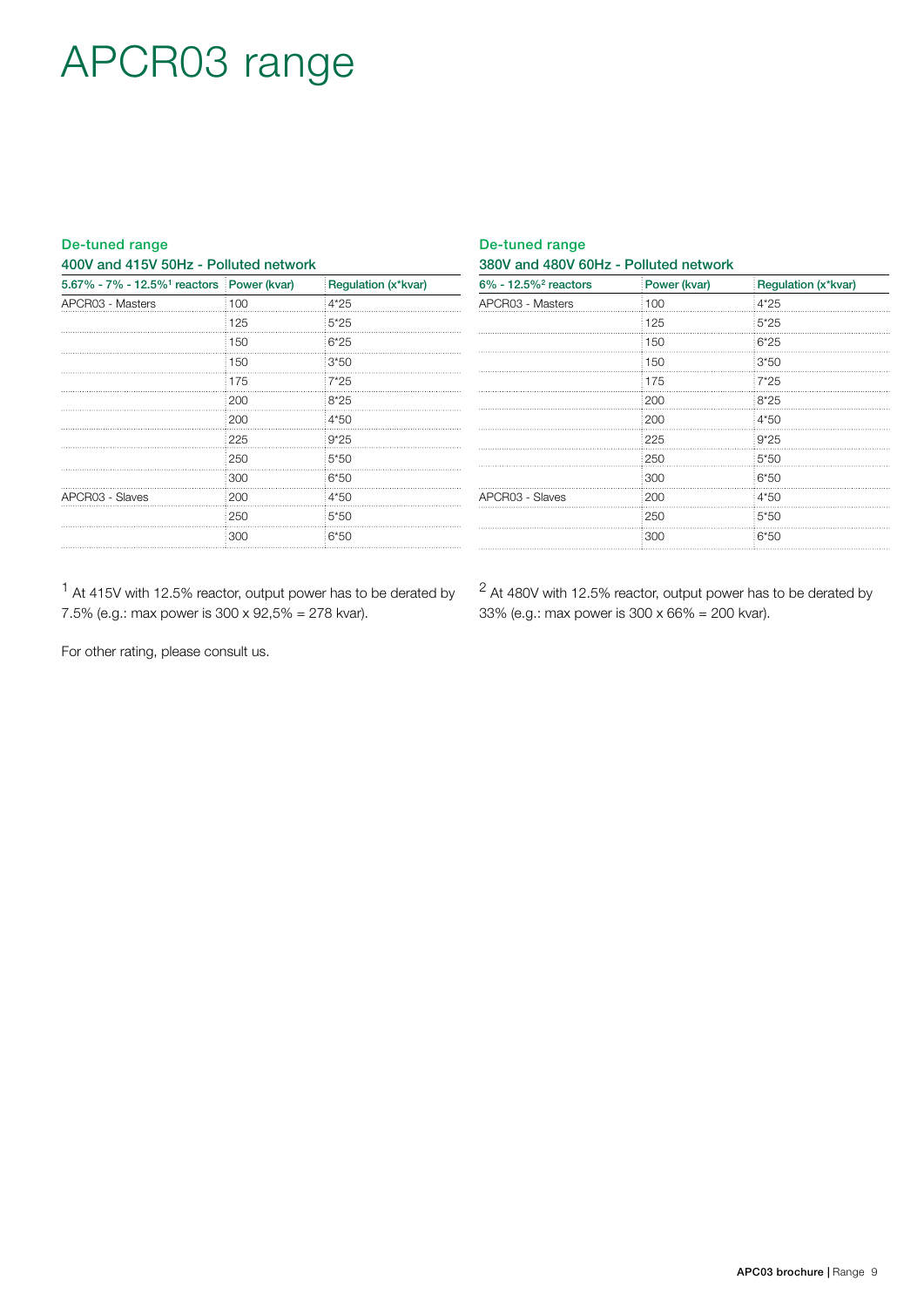# APCR03 range

### De-tuned range

**400V and 415V 50Hz - Polluted network**

| 5.67% - 7% - 12.5%[1] reactors | Power (kvar) | Regulation (x*kvar) |
|---|---|---|
| APCR03 - Masters | 100 | 4*25 |
| | 125 | 5*25 |
| | 150 | 6*25 |
| | 150 | 3*50 |
| | 175 | 7*25 |
| | 200 | 8*25 |
| | 200 | 4*50 |
| | 225 | 9*25 |
| | 250 | 5*50 |
| | 300 | 6*50 |
| APCR03 - Slaves | 200 | 4*50 |
| | 250 | 5*50 |
| | 300 | 6*50 |

[1] At 415V with 12.5% reactor, output power has to be derated by 7.5% (e.g.: max power is 300 x 92,5% = 278 kvar).

For other rating, please consult us.

### De-tuned range

**380V and 480V 60Hz - Polluted network**

| 6% - 12.5%[2] reactors | Power (kvar) | Regulation (x*kvar) |
|---|---|---|
| APCR03 - Masters | 100 | 4*25 |
| | 125 | 5*25 |
| | 150 | 6*25 |
| | 150 | 3*50 |
| | 175 | 7*25 |
| | 200 | 8*25 |
| | 200 | 4*50 |
| | 225 | 9*25 |
| | 250 | 5*50 |
| | 300 | 6*50 |
| APCR03 - Slaves | 200 | 4*50 |
| | 250 | 5*50 |
| | 300 | 6*50 |

[2] At 480V with 12.5% reactor, output power has to be derated by 33% (e.g.: max power is 300 x 66% = 200 kvar).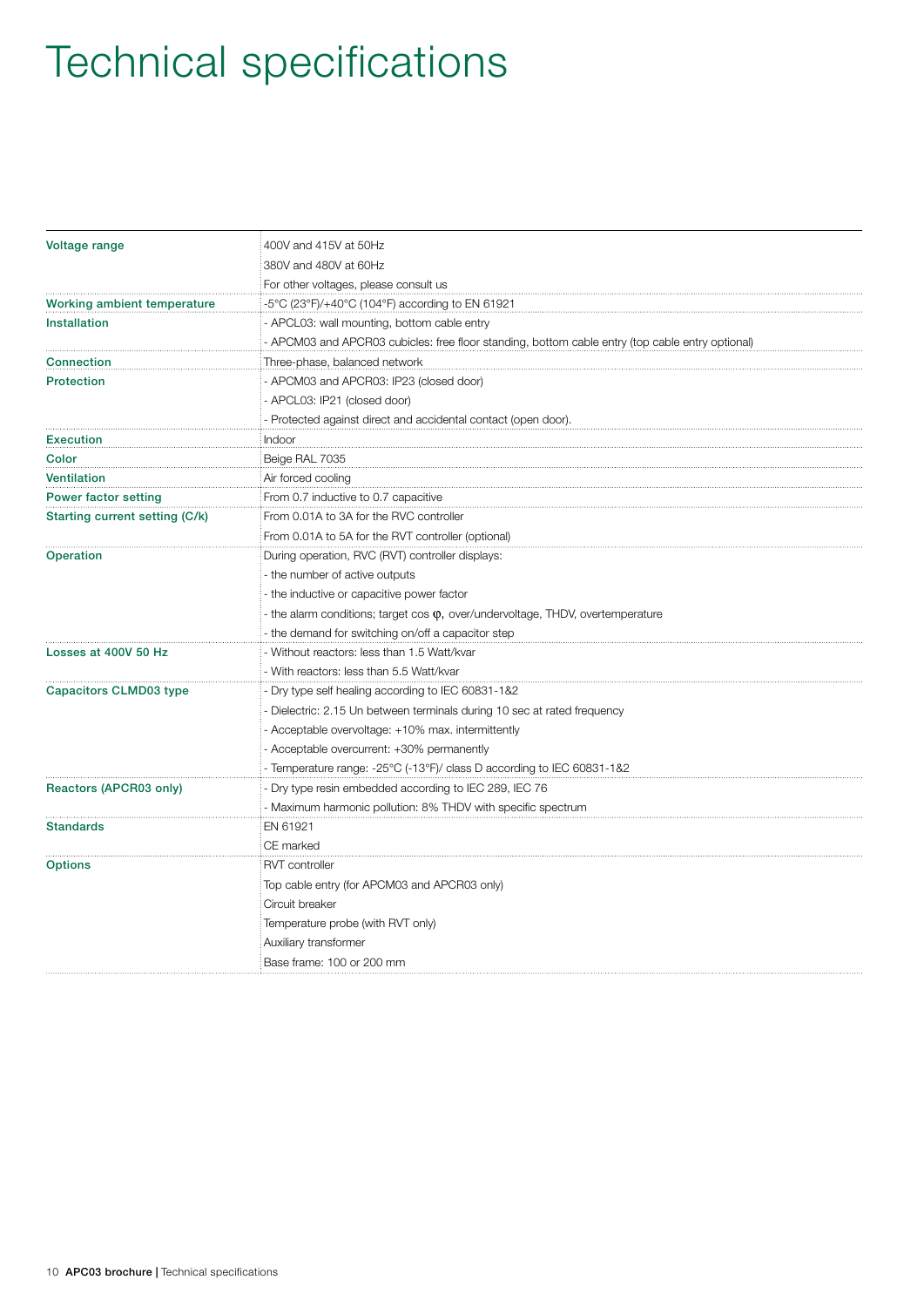# Technical specifications

| | |
|---|---|
| **Voltage range** | 400V and 415V at 50Hz<br>380V and 480V at 60Hz<br>For other voltages, please consult us |
| **Working ambient temperature** | -5°C (23°F)/+40°C (104°F) according to EN 61921 |
| **Installation** | - APCL03: wall mounting, bottom cable entry<br>- APCM03 and APCR03 cubicles: free floor standing, bottom cable entry (top cable entry optional) |
| **Connection** | Three-phase, balanced network |
| **Protection** | - APCM03 and APCR03: IP23 (closed door)<br>- APCL03: IP21 (closed door)<br>- Protected against direct and accidental contact (open door). |
| **Execution** | Indoor |
| **Color** | Beige RAL 7035 |
| **Ventilation** | Air forced cooling |
| **Power factor setting** | From 0.7 inductive to 0.7 capacitive |
| **Starting current setting (C/k)** | From 0.01A to 3A for the RVC controller<br>From 0.01A to 5A for the RVT controller (optional) |
| **Operation** | During operation, RVC (RVT) controller displays:<br>- the number of active outputs<br>- the inductive or capacitive power factor<br>- the alarm conditions; target cos φ, over/undervoltage, THDV, overtemperature<br>- the demand for switching on/off a capacitor step |
| **Losses at 400V 50 Hz** | - Without reactors: less than 1.5 Watt/kvar<br>- With reactors: less than 5.5 Watt/kvar |
| **Capacitors CLMD03 type** | - Dry type self healing according to IEC 60831-1&2<br>- Dielectric: 2.15 Un between terminals during 10 sec at rated frequency<br>- Acceptable overvoltage: +10% max. intermittently<br>- Acceptable overcurrent: +30% permanently<br>- Temperature range: -25°C (-13°F)/ class D according to IEC 60831-1&2 |
| **Reactors (APCR03 only)** | - Dry type resin embedded according to IEC 289, IEC 76<br>- Maximum harmonic pollution: 8% THDV with specific spectrum |
| **Standards** | EN 61921<br>CE marked |
| **Options** | RVT controller<br>Top cable entry (for APCM03 and APCR03 only)<br>Circuit breaker<br>Temperature probe (with RVT only)<br>Auxiliary transformer<br>Base frame: 100 or 200 mm |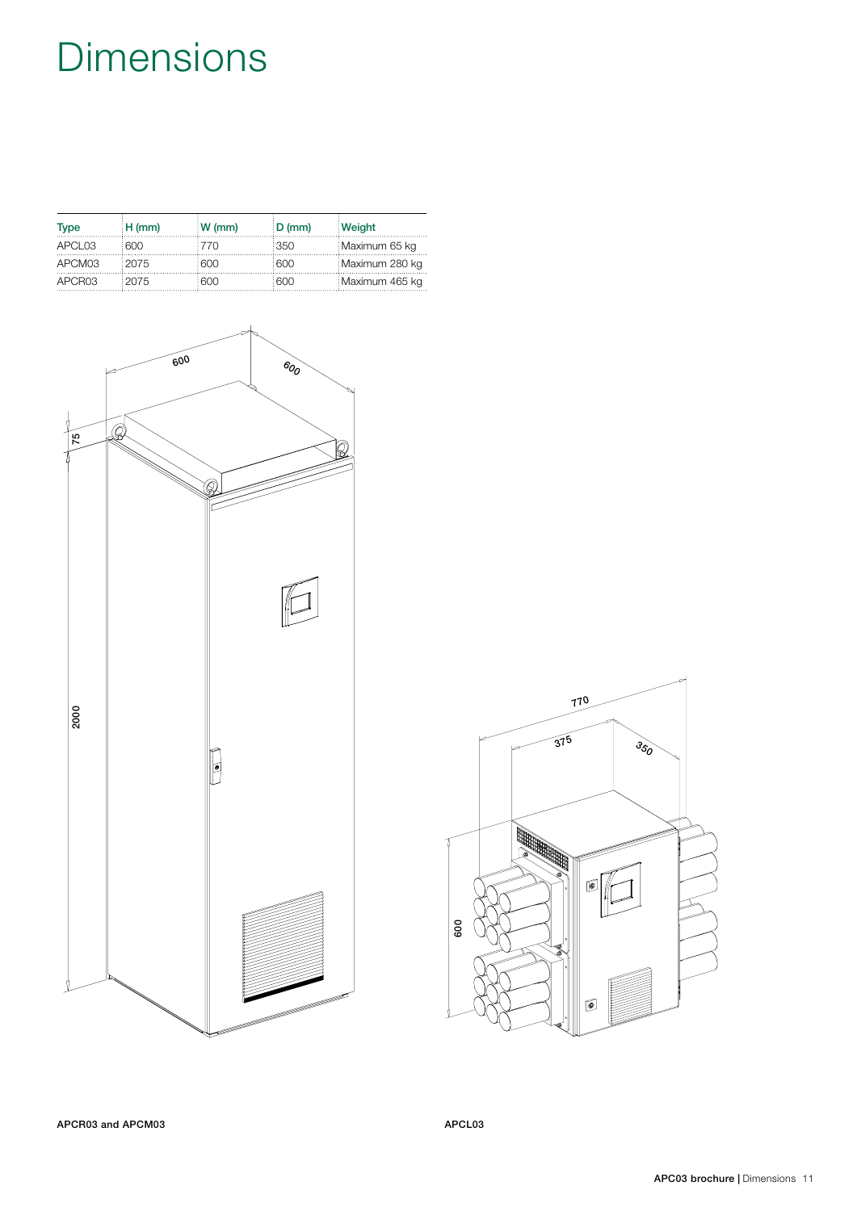# Dimensions

| Type | H (mm) | W (mm) | D (mm) | Weight |
|---|---|---|---|---|
| APCL03 | 600 | 770 | 350 | Maximum 65 kg |
| APCM03 | 2075 | 600 | 600 | Maximum 280 kg |
| APCR03 | 2075 | 600 | 600 | Maximum 465 kg |

APCR03 and APCM03

APCL03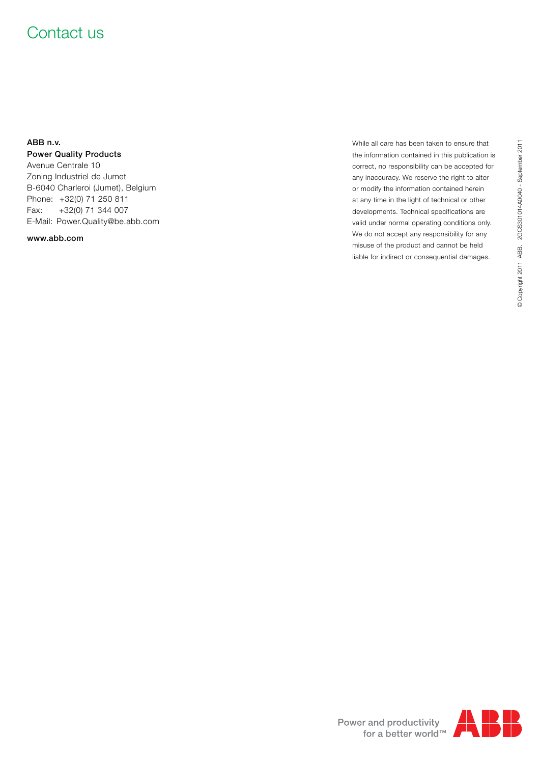# Contact us

**ABB n.v.**
**Power Quality Products**
Avenue Centrale 10
Zoning Industriel de Jumet
B-6040 Charleroi (Jumet), Belgium
Phone: +32(0) 71 250 811
Fax: +32(0) 71 344 007
E-Mail: Power.Quality@be.abb.com

**www.abb.com**

While all care has been taken to ensure that the information contained in this publication is correct, no responsibility can be accepted for any inaccuracy. We reserve the right to alter or modify the information contained herein at any time in the light of technical or other developments. Technical specifications are valid under normal operating conditions only. We do not accept any responsibility for any misuse of the product and cannot be held liable for indirect or consequential damages.

© Copyright 2011 ABB. 2GCS301014A0040 - September 2011

Power and productivity for a better world™